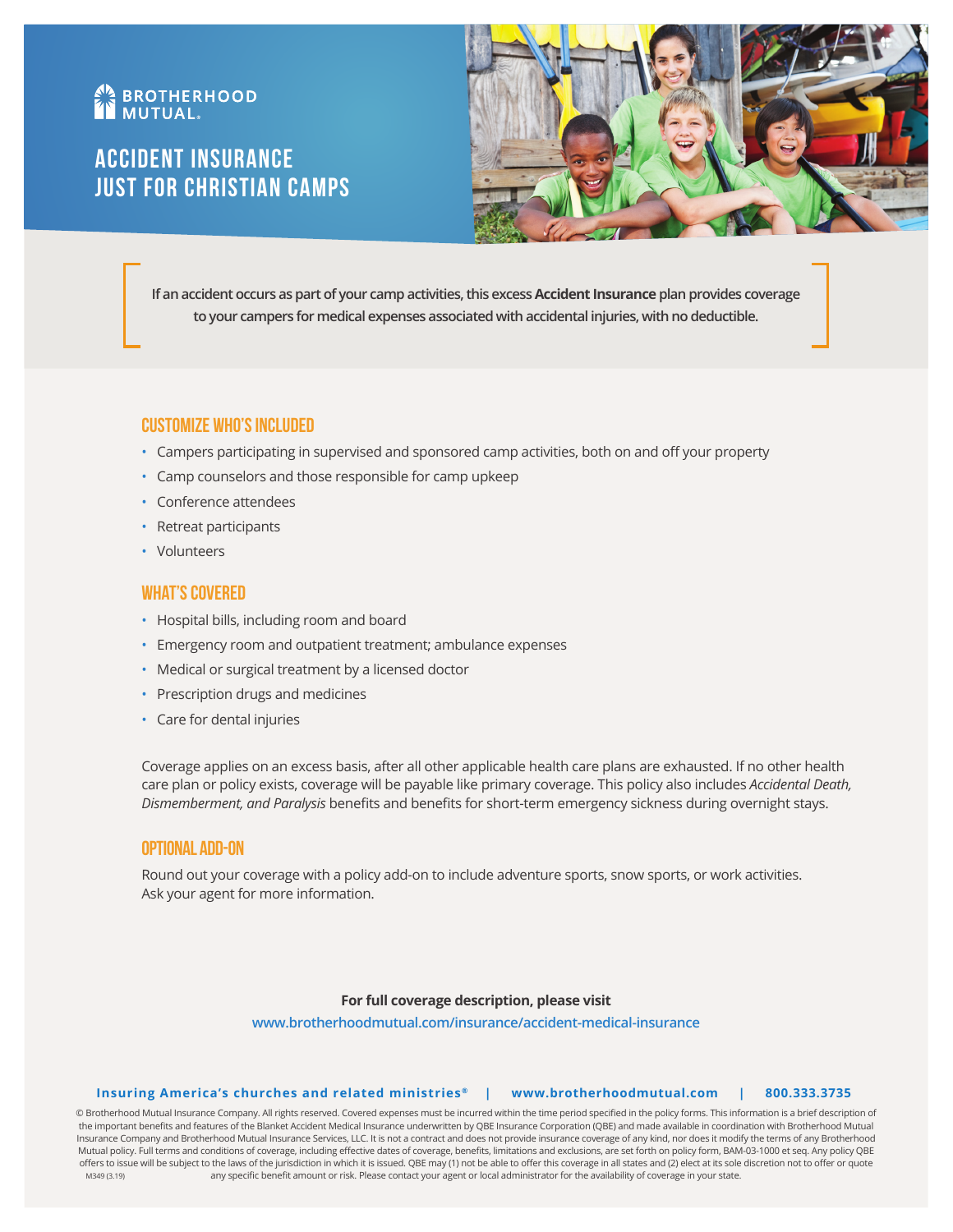BROTHERHOOD MUTUAL

# ACCIDENT INSURANCE JUST FOR CHRISTIAN CAMPS

If an accident occurs as part of your camp activities, this excess **Accident Insurance** plan provides coverage to your campers for medical expenses associated with accidental injuries, with no deductible.

## CUSTOMIZE WHO'S INCLUDED

- Campers participating in supervised and sponsored camp activities, both on and off your property
- Camp counselors and those responsible for camp upkeep
- Conference attendees
- Retreat participants
- Volunteers

## WHAT'S COVERED

- Hospital bills, including room and board
- Emergency room and outpatient treatment; ambulance expenses
- Medical or surgical treatment by a licensed doctor
- Prescription drugs and medicines
- Care for dental injuries

Coverage applies on an excess basis, after all other applicable health care plans are exhausted. If no other health care plan or policy exists, coverage will be payable like primary coverage. This policy also includes *Accidental Death, Dismemberment, and Paralysis* benefits and benefits for short-term emergency sickness during overnight stays.

## OPTIONAL ADD-ON

Round out your coverage with a policy add-on to include adventure sports, snow sports, or work activities. Ask your agent for more information.

**For full coverage description, please visit**
www.brotherhoodmutual.com/insurance/accident-medical-insurance

**Insuring America's churches and related ministries®** | **www.brotherhoodmutual.com** | **800.333.3735**

© Brotherhood Mutual Insurance Company. All rights reserved. Covered expenses must be incurred within the time period specified in the policy forms. This information is a brief description of the important benefits and features of the Blanket Accident Medical Insurance underwritten by QBE Insurance Corporation (QBE) and made available in coordination with Brotherhood Mutual Insurance Company and Brotherhood Mutual Insurance Services, LLC. It is not a contract and does not provide insurance coverage of any kind, nor does it modify the terms of any Brotherhood Mutual policy. Full terms and conditions of coverage, including effective dates of coverage, benefits, limitations and exclusions, are set forth on policy form, BAM-03-1000 et seq. Any policy QBE offers to issue will be subject to the laws of the jurisdiction in which it is issued. QBE may (1) not be able to offer this coverage in all states and (2) elect at its sole discretion not to offer or quote any specific benefit amount or risk. Please contact your agent or local administrator for the availability of coverage in your state.

M349 (3.19)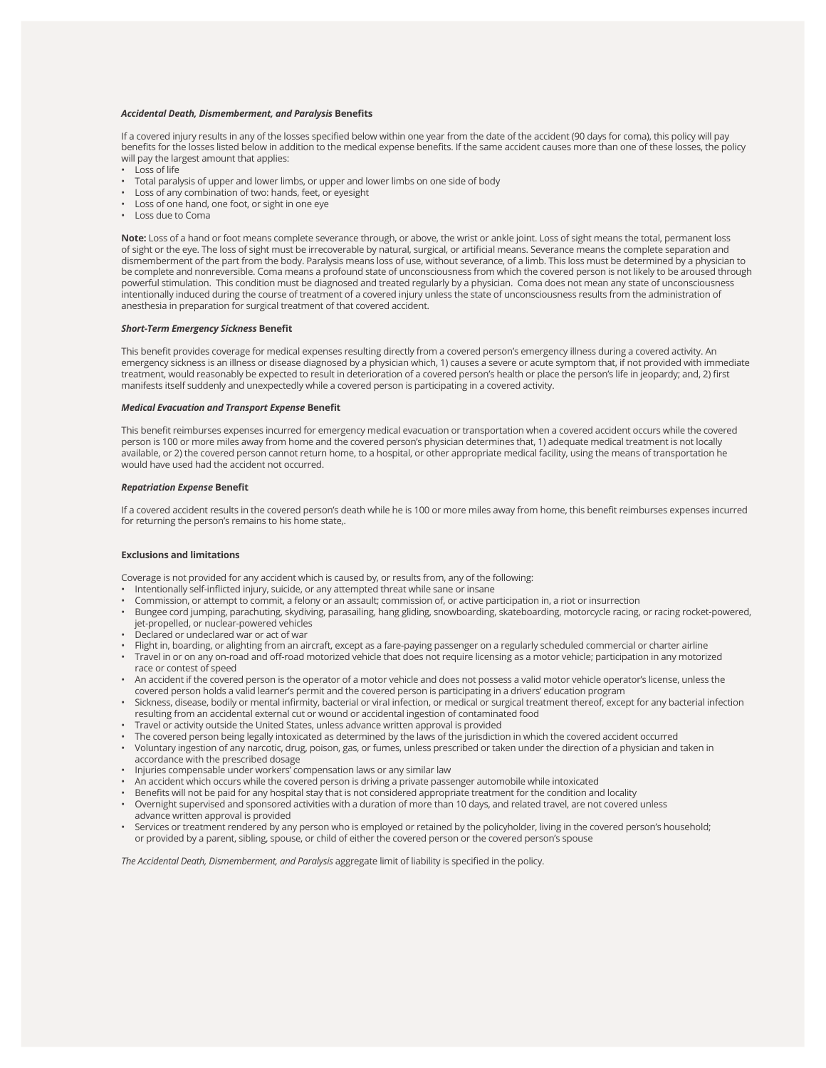### ***Accidental Death, Dismemberment, and Paralysis* Benefits**

If a covered injury results in any of the losses specified below within one year from the date of the accident (90 days for coma), this policy will pay benefits for the losses listed below in addition to the medical expense benefits. If the same accident causes more than one of these losses, the policy will pay the largest amount that applies:

- Loss of life
- Total paralysis of upper and lower limbs, or upper and lower limbs on one side of body
- Loss of any combination of two: hands, feet, or eyesight
- Loss of one hand, one foot, or sight in one eye
- Loss due to Coma

**Note:** Loss of a hand or foot means complete severance through, or above, the wrist or ankle joint. Loss of sight means the total, permanent loss of sight or the eye. The loss of sight must be irrecoverable by natural, surgical, or artificial means. Severance means the complete separation and dismemberment of the part from the body. Paralysis means loss of use, without severance, of a limb. This loss must be determined by a physician to be complete and nonreversible. Coma means a profound state of unconsciousness from which the covered person is not likely to be aroused through powerful stimulation. This condition must be diagnosed and treated regularly by a physician. Coma does not mean any state of unconsciousness intentionally induced during the course of treatment of a covered injury unless the state of unconsciousness results from the administration of anesthesia in preparation for surgical treatment of that covered accident.

### ***Short-Term Emergency Sickness* Benefit**

This benefit provides coverage for medical expenses resulting directly from a covered person's emergency illness during a covered activity. An emergency sickness is an illness or disease diagnosed by a physician which, 1) causes a severe or acute symptom that, if not provided with immediate treatment, would reasonably be expected to result in deterioration of a covered person's health or place the person's life in jeopardy; and, 2) first manifests itself suddenly and unexpectedly while a covered person is participating in a covered activity.

### ***Medical Evacuation and Transport Expense* Benefit**

This benefit reimburses expenses incurred for emergency medical evacuation or transportation when a covered accident occurs while the covered person is 100 or more miles away from home and the covered person's physician determines that, 1) adequate medical treatment is not locally available, or 2) the covered person cannot return home, to a hospital, or other appropriate medical facility, using the means of transportation he would have used had the accident not occurred.

### ***Repatriation Expense* Benefit**

If a covered accident results in the covered person's death while he is 100 or more miles away from home, this benefit reimburses expenses incurred for returning the person's remains to his home state,.

### **Exclusions and limitations**

Coverage is not provided for any accident which is caused by, or results from, any of the following:

- Intentionally self-inflicted injury, suicide, or any attempted threat while sane or insane
- Commission, or attempt to commit, a felony or an assault; commission of, or active participation in, a riot or insurrection
- Bungee cord jumping, parachuting, skydiving, parasailing, hang gliding, snowboarding, skateboarding, motorcycle racing, or racing rocket-powered, jet-propelled, or nuclear-powered vehicles
- Declared or undeclared war or act of war
- Flight in, boarding, or alighting from an aircraft, except as a fare-paying passenger on a regularly scheduled commercial or charter airline
- Travel in or on any on-road and off-road motorized vehicle that does not require licensing as a motor vehicle; participation in any motorized race or contest of speed
- An accident if the covered person is the operator of a motor vehicle and does not possess a valid motor vehicle operator's license, unless the covered person holds a valid learner's permit and the covered person is participating in a drivers' education program
- Sickness, disease, bodily or mental infirmity, bacterial or viral infection, or medical or surgical treatment thereof, except for any bacterial infection resulting from an accidental external cut or wound or accidental ingestion of contaminated food
- Travel or activity outside the United States, unless advance written approval is provided
- The covered person being legally intoxicated as determined by the laws of the jurisdiction in which the covered accident occurred
- Voluntary ingestion of any narcotic, drug, poison, gas, or fumes, unless prescribed or taken under the direction of a physician and taken in accordance with the prescribed dosage
- Injuries compensable under workers' compensation laws or any similar law
- An accident which occurs while the covered person is driving a private passenger automobile while intoxicated
- Benefits will not be paid for any hospital stay that is not considered appropriate treatment for the condition and locality
- Overnight supervised and sponsored activities with a duration of more than 10 days, and related travel, are not covered unless advance written approval is provided
- Services or treatment rendered by any person who is employed or retained by the policyholder, living in the covered person's household; or provided by a parent, sibling, spouse, or child of either the covered person or the covered person's spouse

*The Accidental Death, Dismemberment, and Paralysis* aggregate limit of liability is specified in the policy.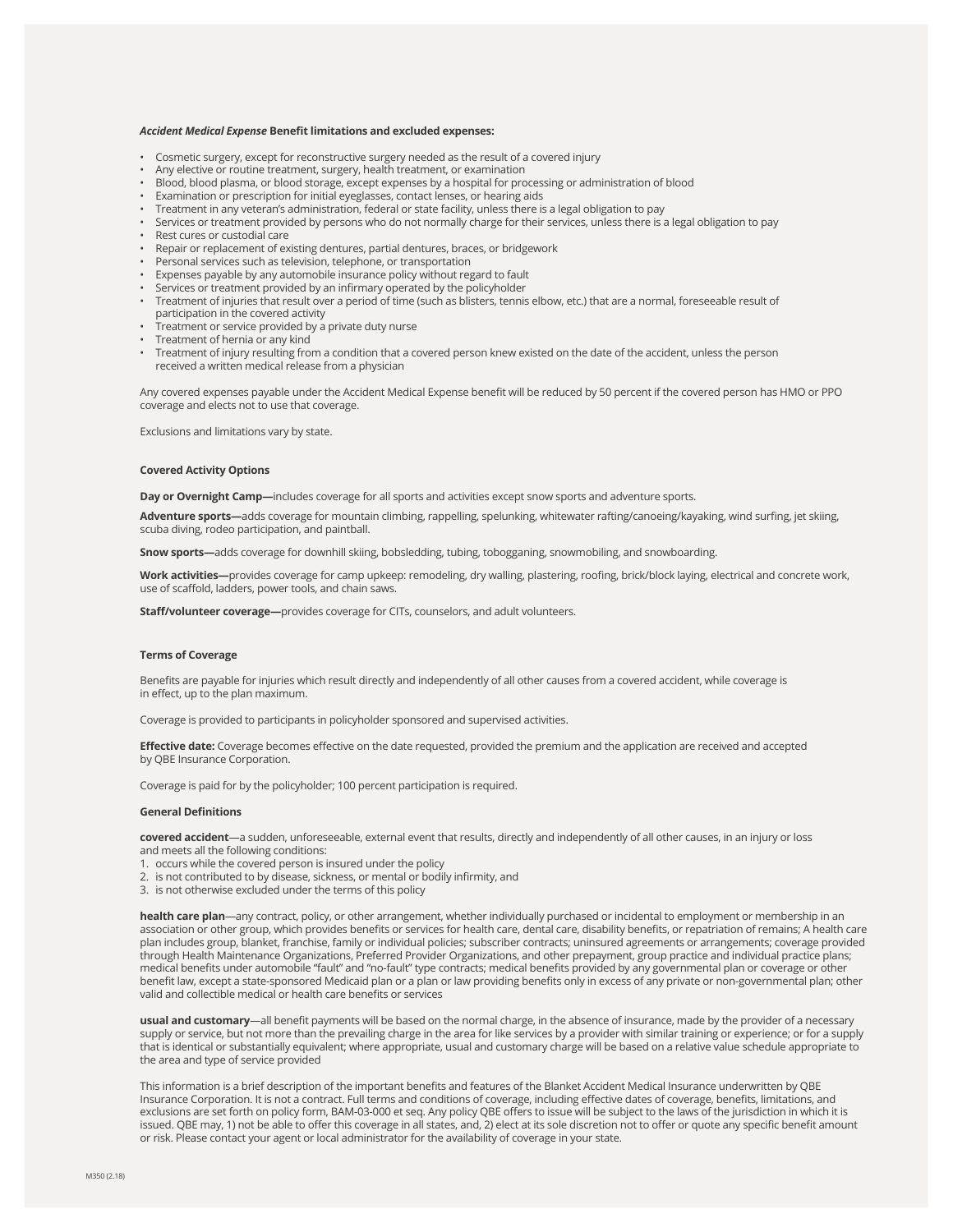***Accident Medical Expense*** **Benefit limitations and excluded expenses:**

- Cosmetic surgery, except for reconstructive surgery needed as the result of a covered injury
- Any elective or routine treatment, surgery, health treatment, or examination
- Blood, blood plasma, or blood storage, except expenses by a hospital for processing or administration of blood
- Examination or prescription for initial eyeglasses, contact lenses, or hearing aids
- Treatment in any veteran's administration, federal or state facility, unless there is a legal obligation to pay
- Services or treatment provided by persons who do not normally charge for their services, unless there is a legal obligation to pay
- Rest cures or custodial care
- Repair or replacement of existing dentures, partial dentures, braces, or bridgework
- Personal services such as television, telephone, or transportation
- Expenses payable by any automobile insurance policy without regard to fault
- Services or treatment provided by an infirmary operated by the policyholder
- Treatment of injuries that result over a period of time (such as blisters, tennis elbow, etc.) that are a normal, foreseeable result of participation in the covered activity
- Treatment or service provided by a private duty nurse
- Treatment of hernia or any kind
- Treatment of injury resulting from a condition that a covered person knew existed on the date of the accident, unless the person received a written medical release from a physician

Any covered expenses payable under the Accident Medical Expense benefit will be reduced by 50 percent if the covered person has HMO or PPO coverage and elects not to use that coverage.

Exclusions and limitations vary by state.

**Covered Activity Options**

**Day or Overnight Camp—**includes coverage for all sports and activities except snow sports and adventure sports.

**Adventure sports—**adds coverage for mountain climbing, rappelling, spelunking, whitewater rafting/canoeing/kayaking, wind surfing, jet skiing, scuba diving, rodeo participation, and paintball.

**Snow sports—**adds coverage for downhill skiing, bobsledding, tubing, tobogganing, snowmobiling, and snowboarding.

**Work activities—**provides coverage for camp upkeep: remodeling, dry walling, plastering, roofing, brick/block laying, electrical and concrete work, use of scaffold, ladders, power tools, and chain saws.

**Staff/volunteer coverage—**provides coverage for CITs, counselors, and adult volunteers.

**Terms of Coverage**

Benefits are payable for injuries which result directly and independently of all other causes from a covered accident, while coverage is in effect, up to the plan maximum.

Coverage is provided to participants in policyholder sponsored and supervised activities.

**Effective date:** Coverage becomes effective on the date requested, provided the premium and the application are received and accepted by QBE Insurance Corporation.

Coverage is paid for by the policyholder; 100 percent participation is required.

**General Definitions**

**covered accident**—a sudden, unforeseeable, external event that results, directly and independently of all other causes, in an injury or loss and meets all the following conditions:

1. occurs while the covered person is insured under the policy
2. is not contributed to by disease, sickness, or mental or bodily infirmity, and
3. is not otherwise excluded under the terms of this policy

**health care plan**—any contract, policy, or other arrangement, whether individually purchased or incidental to employment or membership in an association or other group, which provides benefits or services for health care, dental care, disability benefits, or repatriation of remains; A health care plan includes group, blanket, franchise, family or individual policies; subscriber contracts; uninsured agreements or arrangements; coverage provided through Health Maintenance Organizations, Preferred Provider Organizations, and other prepayment, group practice and individual practice plans; medical benefits under automobile "fault" and "no-fault" type contracts; medical benefits provided by any governmental plan or coverage or other benefit law, except a state-sponsored Medicaid plan or a plan or law providing benefits only in excess of any private or non-governmental plan; other valid and collectible medical or health care benefits or services

**usual and customary**—all benefit payments will be based on the normal charge, in the absence of insurance, made by the provider of a necessary supply or service, but not more than the prevailing charge in the area for like services by a provider with similar training or experience; or for a supply that is identical or substantially equivalent; where appropriate, usual and customary charge will be based on a relative value schedule appropriate to the area and type of service provided

This information is a brief description of the important benefits and features of the Blanket Accident Medical Insurance underwritten by QBE Insurance Corporation. It is not a contract. Full terms and conditions of coverage, including effective dates of coverage, benefits, limitations, and exclusions are set forth on policy form, BAM-03-000 et seq. Any policy QBE offers to issue will be subject to the laws of the jurisdiction in which it is issued. QBE may, 1) not be able to offer this coverage in all states, and, 2) elect at its sole discretion not to offer or quote any specific benefit amount or risk. Please contact your agent or local administrator for the availability of coverage in your state.

M350 (2.18)